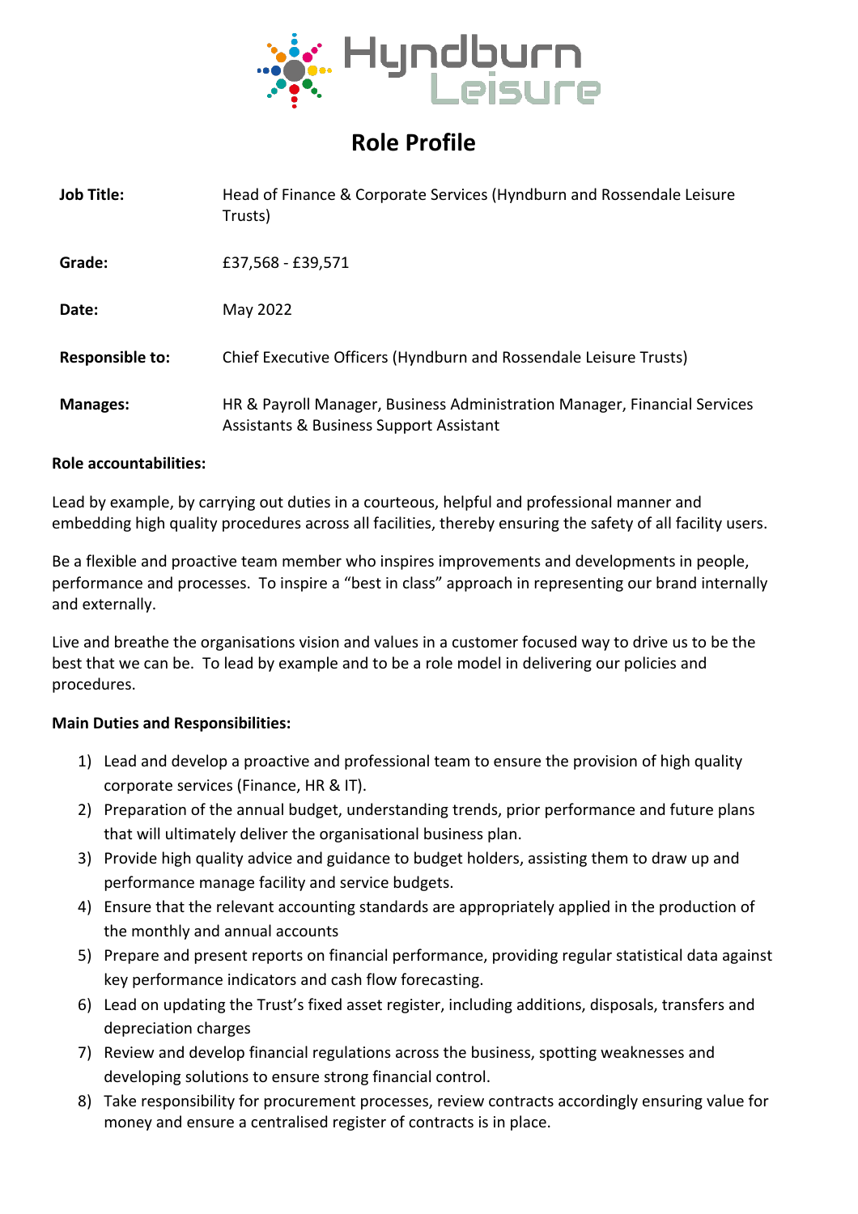# Role Profile

| | |
|---|---|
| **Job Title:** | Head of Finance & Corporate Services (Hyndburn and Rossendale Leisure Trusts) |
| **Grade:** | £37,568 - £39,571 |
| **Date:** | May 2022 |
| **Responsible to:** | Chief Executive Officers (Hyndburn and Rossendale Leisure Trusts) |
| **Manages:** | HR & Payroll Manager, Business Administration Manager, Financial Services Assistants & Business Support Assistant |

**Role accountabilities:**

Lead by example, by carrying out duties in a courteous, helpful and professional manner and embedding high quality procedures across all facilities, thereby ensuring the safety of all facility users.

Be a flexible and proactive team member who inspires improvements and developments in people, performance and processes. To inspire a "best in class" approach in representing our brand internally and externally.

Live and breathe the organisations vision and values in a customer focused way to drive us to be the best that we can be. To lead by example and to be a role model in delivering our policies and procedures.

**Main Duties and Responsibilities:**

1) Lead and develop a proactive and professional team to ensure the provision of high quality corporate services (Finance, HR & IT).
2) Preparation of the annual budget, understanding trends, prior performance and future plans that will ultimately deliver the organisational business plan.
3) Provide high quality advice and guidance to budget holders, assisting them to draw up and performance manage facility and service budgets.
4) Ensure that the relevant accounting standards are appropriately applied in the production of the monthly and annual accounts
5) Prepare and present reports on financial performance, providing regular statistical data against key performance indicators and cash flow forecasting.
6) Lead on updating the Trust's fixed asset register, including additions, disposals, transfers and depreciation charges
7) Review and develop financial regulations across the business, spotting weaknesses and developing solutions to ensure strong financial control.
8) Take responsibility for procurement processes, review contracts accordingly ensuring value for money and ensure a centralised register of contracts is in place.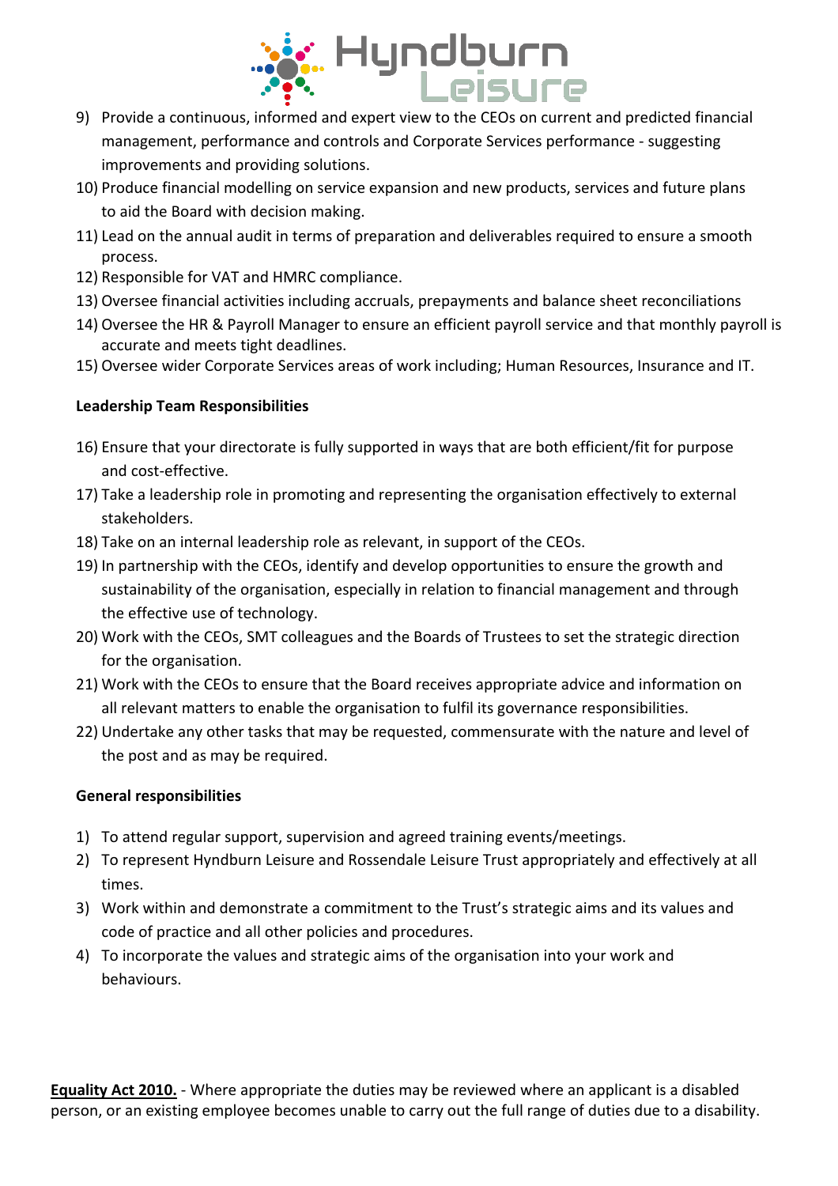9) Provide a continuous, informed and expert view to the CEOs on current and predicted financial management, performance and controls and Corporate Services performance - suggesting improvements and providing solutions.
10) Produce financial modelling on service expansion and new products, services and future plans to aid the Board with decision making.
11) Lead on the annual audit in terms of preparation and deliverables required to ensure a smooth process.
12) Responsible for VAT and HMRC compliance.
13) Oversee financial activities including accruals, prepayments and balance sheet reconciliations
14) Oversee the HR & Payroll Manager to ensure an efficient payroll service and that monthly payroll is accurate and meets tight deadlines.
15) Oversee wider Corporate Services areas of work including; Human Resources, Insurance and IT.

**Leadership Team Responsibilities**

16) Ensure that your directorate is fully supported in ways that are both efficient/fit for purpose and cost-effective.
17) Take a leadership role in promoting and representing the organisation effectively to external stakeholders.
18) Take on an internal leadership role as relevant, in support of the CEOs.
19) In partnership with the CEOs, identify and develop opportunities to ensure the growth and sustainability of the organisation, especially in relation to financial management and through the effective use of technology.
20) Work with the CEOs, SMT colleagues and the Boards of Trustees to set the strategic direction for the organisation.
21) Work with the CEOs to ensure that the Board receives appropriate advice and information on all relevant matters to enable the organisation to fulfil its governance responsibilities.
22) Undertake any other tasks that may be requested, commensurate with the nature and level of the post and as may be required.

**General responsibilities**

1) To attend regular support, supervision and agreed training events/meetings.
2) To represent Hyndburn Leisure and Rossendale Leisure Trust appropriately and effectively at all times.
3) Work within and demonstrate a commitment to the Trust's strategic aims and its values and code of practice and all other policies and procedures.
4) To incorporate the values and strategic aims of the organisation into your work and behaviours.

**Equality Act 2010.** - Where appropriate the duties may be reviewed where an applicant is a disabled person, or an existing employee becomes unable to carry out the full range of duties due to a disability.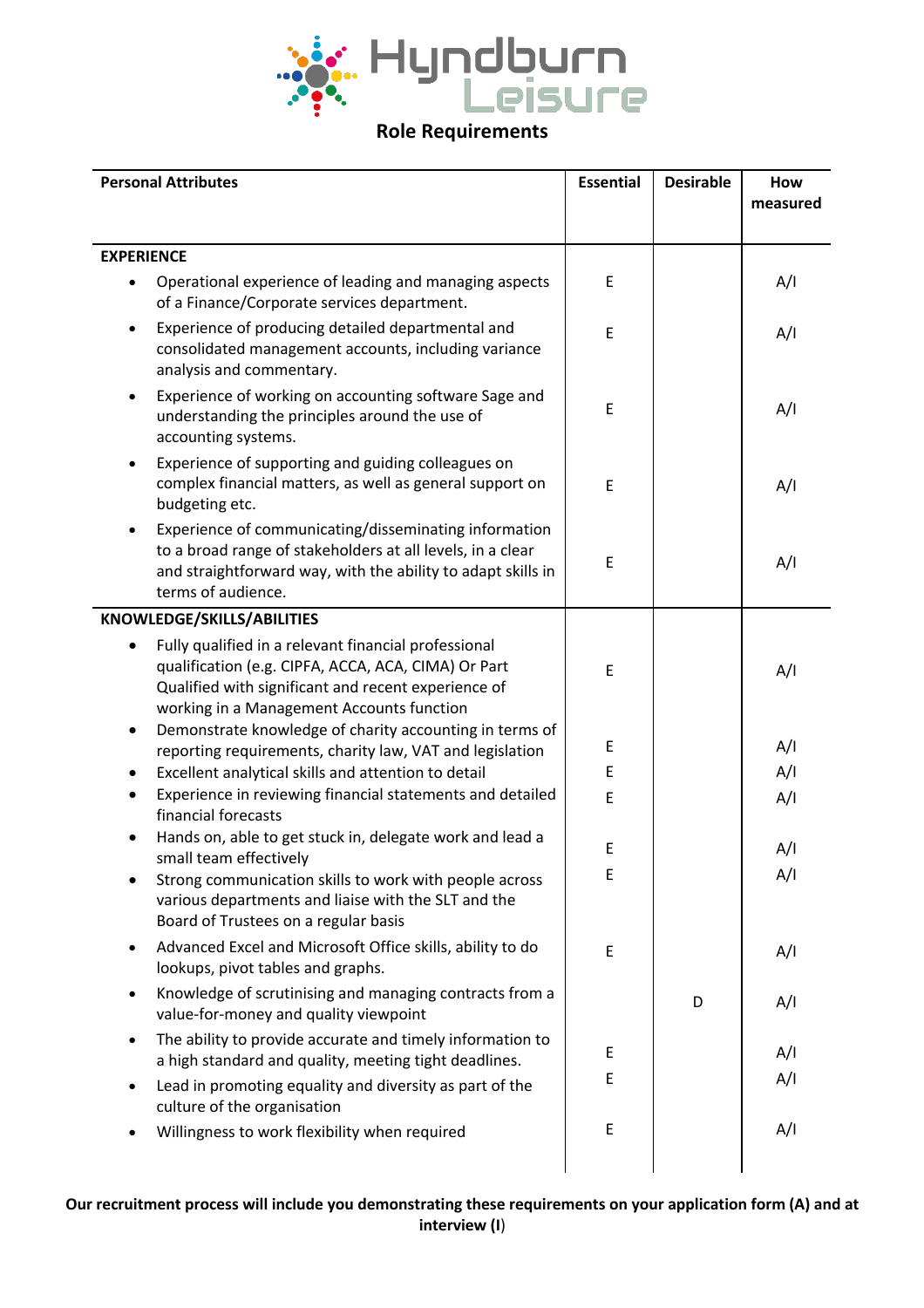Hyndburn Leisure

## Role Requirements

| Personal Attributes | Essential | Desirable | How measured |
|---|---|---|---|
| **EXPERIENCE** | | | |
| • Operational experience of leading and managing aspects of a Finance/Corporate services department. | E | | A/I |
| • Experience of producing detailed departmental and consolidated management accounts, including variance analysis and commentary. | E | | A/I |
| • Experience of working on accounting software Sage and understanding the principles around the use of accounting systems. | E | | A/I |
| • Experience of supporting and guiding colleagues on complex financial matters, as well as general support on budgeting etc. | E | | A/I |
| • Experience of communicating/disseminating information to a broad range of stakeholders at all levels, in a clear and straightforward way, with the ability to adapt skills in terms of audience. | E | | A/I |
| **KNOWLEDGE/SKILLS/ABILITIES** | | | |
| • Fully qualified in a relevant financial professional qualification (e.g. CIPFA, ACCA, ACA, CIMA) Or Part Qualified with significant and recent experience of working in a Management Accounts function | E | | A/I |
| • Demonstrate knowledge of charity accounting in terms of reporting requirements, charity law, VAT and legislation | E | | A/I |
| • Excellent analytical skills and attention to detail | E | | A/I |
| • Experience in reviewing financial statements and detailed financial forecasts | E | | A/I |
| • Hands on, able to get stuck in, delegate work and lead a small team effectively | E | | A/I |
| • Strong communication skills to work with people across various departments and liaise with the SLT and the Board of Trustees on a regular basis | E | | A/I |
| • Advanced Excel and Microsoft Office skills, ability to do lookups, pivot tables and graphs. | E | | A/I |
| • Knowledge of scrutinising and managing contracts from a value-for-money and quality viewpoint | | D | A/I |
| • The ability to provide accurate and timely information to a high standard and quality, meeting tight deadlines. | E | | A/I |
| • Lead in promoting equality and diversity as part of the culture of the organisation | E | | A/I |
| • Willingness to work flexibility when required | E | | A/I |

**Our recruitment process will include you demonstrating these requirements on your application form (A) and at interview (I)**